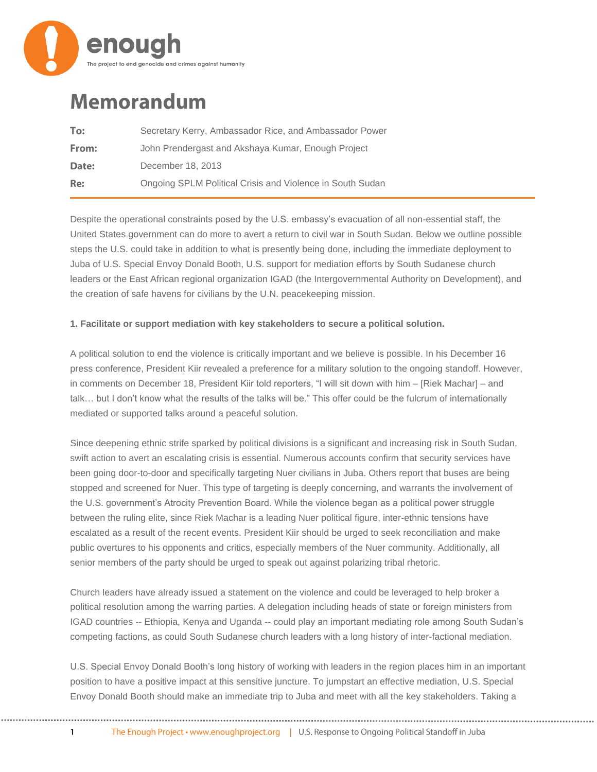enough

The project to end genocide and crimes against humanity

# Memorandum

| | |
|---|---|
| **To:** | Secretary Kerry, Ambassador Rice, and Ambassador Power |
| **From:** | John Prendergast and Akshaya Kumar, Enough Project |
| **Date:** | December 18, 2013 |
| **Re:** | Ongoing SPLM Political Crisis and Violence in South Sudan |

Despite the operational constraints posed by the U.S. embassy's evacuation of all non-essential staff, the United States government can do more to avert a return to civil war in South Sudan. Below we outline possible steps the U.S. could take in addition to what is presently being done, including the immediate deployment to Juba of U.S. Special Envoy Donald Booth, U.S. support for mediation efforts by South Sudanese church leaders or the East African regional organization IGAD (the Intergovernmental Authority on Development), and the creation of safe havens for civilians by the U.N. peacekeeping mission.

**1. Facilitate or support mediation with key stakeholders to secure a political solution.**

A political solution to end the violence is critically important and we believe is possible. In his December 16 press conference, President Kiir revealed a preference for a military solution to the ongoing standoff. However, in comments on December 18, President Kiir told reporters, "I will sit down with him – [Riek Machar] – and talk… but I don't know what the results of the talks will be." This offer could be the fulcrum of internationally mediated or supported talks around a peaceful solution.

Since deepening ethnic strife sparked by political divisions is a significant and increasing risk in South Sudan, swift action to avert an escalating crisis is essential. Numerous accounts confirm that security services have been going door-to-door and specifically targeting Nuer civilians in Juba. Others report that buses are being stopped and screened for Nuer. This type of targeting is deeply concerning, and warrants the involvement of the U.S. government's Atrocity Prevention Board. While the violence began as a political power struggle between the ruling elite, since Riek Machar is a leading Nuer political figure, inter-ethnic tensions have escalated as a result of the recent events. President Kiir should be urged to seek reconciliation and make public overtures to his opponents and critics, especially members of the Nuer community. Additionally, all senior members of the party should be urged to speak out against polarizing tribal rhetoric.

Church leaders have already issued a statement on the violence and could be leveraged to help broker a political resolution among the warring parties. A delegation including heads of state or foreign ministers from IGAD countries -- Ethiopia, Kenya and Uganda -- could play an important mediating role among South Sudan's competing factions, as could South Sudanese church leaders with a long history of inter-factional mediation.

U.S. Special Envoy Donald Booth's long history of working with leaders in the region places him in an important position to have a positive impact at this sensitive juncture. To jumpstart an effective mediation, U.S. Special Envoy Donald Booth should make an immediate trip to Juba and meet with all the key stakeholders. Taking a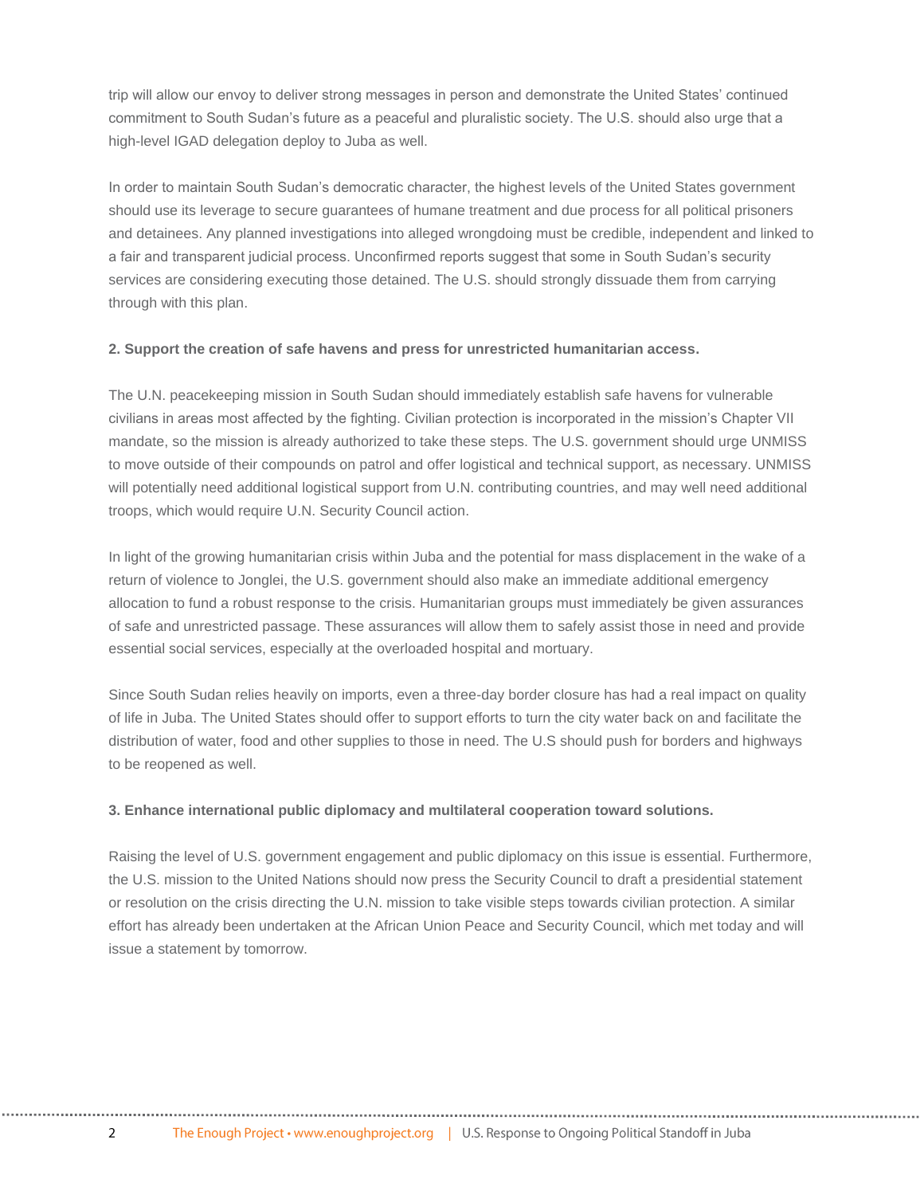trip will allow our envoy to deliver strong messages in person and demonstrate the United States' continued commitment to South Sudan's future as a peaceful and pluralistic society. The U.S. should also urge that a high-level IGAD delegation deploy to Juba as well.

In order to maintain South Sudan's democratic character, the highest levels of the United States government should use its leverage to secure guarantees of humane treatment and due process for all political prisoners and detainees. Any planned investigations into alleged wrongdoing must be credible, independent and linked to a fair and transparent judicial process. Unconfirmed reports suggest that some in South Sudan's security services are considering executing those detained. The U.S. should strongly dissuade them from carrying through with this plan.

**2. Support the creation of safe havens and press for unrestricted humanitarian access.**

The U.N. peacekeeping mission in South Sudan should immediately establish safe havens for vulnerable civilians in areas most affected by the fighting. Civilian protection is incorporated in the mission's Chapter VII mandate, so the mission is already authorized to take these steps. The U.S. government should urge UNMISS to move outside of their compounds on patrol and offer logistical and technical support, as necessary. UNMISS will potentially need additional logistical support from U.N. contributing countries, and may well need additional troops, which would require U.N. Security Council action.

In light of the growing humanitarian crisis within Juba and the potential for mass displacement in the wake of a return of violence to Jonglei, the U.S. government should also make an immediate additional emergency allocation to fund a robust response to the crisis. Humanitarian groups must immediately be given assurances of safe and unrestricted passage. These assurances will allow them to safely assist those in need and provide essential social services, especially at the overloaded hospital and mortuary.

Since South Sudan relies heavily on imports, even a three-day border closure has had a real impact on quality of life in Juba. The United States should offer to support efforts to turn the city water back on and facilitate the distribution of water, food and other supplies to those in need. The U.S should push for borders and highways to be reopened as well.

**3. Enhance international public diplomacy and multilateral cooperation toward solutions.**

Raising the level of U.S. government engagement and public diplomacy on this issue is essential. Furthermore, the U.S. mission to the United Nations should now press the Security Council to draft a presidential statement or resolution on the crisis directing the U.N. mission to take visible steps towards civilian protection. A similar effort has already been undertaken at the African Union Peace and Security Council, which met today and will issue a statement by tomorrow.